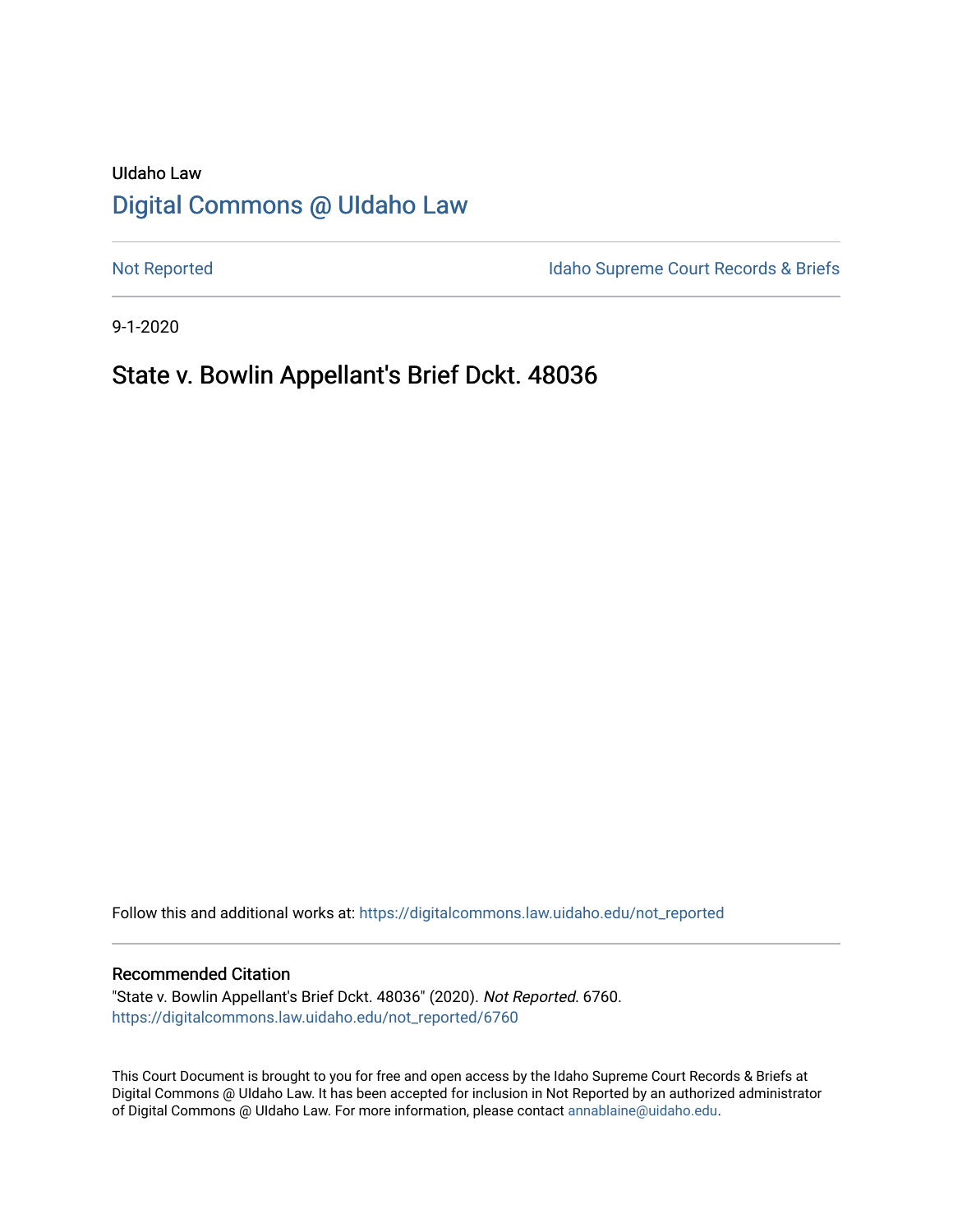UIdaho Law

# Digital Commons @ UIdaho Law

Not Reported

Idaho Supreme Court Records & Briefs

9-1-2020

## State v. Bowlin Appellant's Brief Dckt. 48036

Follow this and additional works at: https://digitalcommons.law.uidaho.edu/not_reported

### Recommended Citation

"State v. Bowlin Appellant's Brief Dckt. 48036" (2020). *Not Reported*. 6760.
https://digitalcommons.law.uidaho.edu/not_reported/6760

This Court Document is brought to you for free and open access by the Idaho Supreme Court Records & Briefs at Digital Commons @ UIdaho Law. It has been accepted for inclusion in Not Reported by an authorized administrator of Digital Commons @ UIdaho Law. For more information, please contact annablaine@uidaho.edu.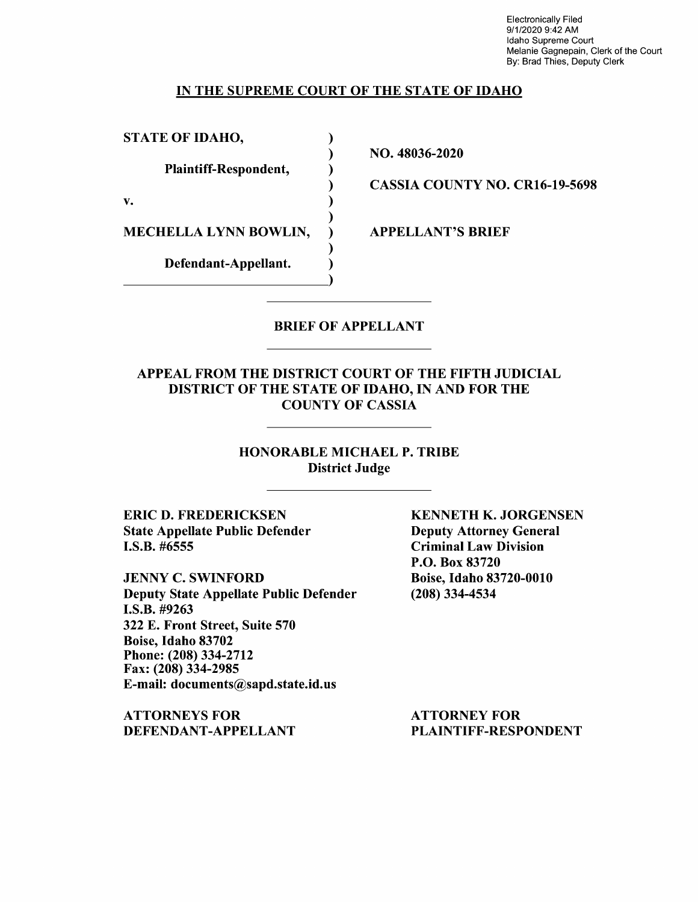Electronically Filed
9/1/2020 9:42 AM
Idaho Supreme Court
Melanie Gagnepain, Clerk of the Court
By: Brad Thies, Deputy Clerk

**IN THE SUPREME COURT OF THE STATE OF IDAHO**

| | |
|---|---|
| **STATE OF IDAHO,** | |
| **Plaintiff-Respondent,** | **NO. 48036-2020** |
| **v.** | **CASSIA COUNTY NO. CR16-19-5698** |
| **MECHELLA LYNN BOWLIN,** | **APPELLANT'S BRIEF** |
| **Defendant-Appellant.** | |

**BRIEF OF APPELLANT**

**APPEAL FROM THE DISTRICT COURT OF THE FIFTH JUDICIAL DISTRICT OF THE STATE OF IDAHO, IN AND FOR THE COUNTY OF CASSIA**

**HONORABLE MICHAEL P. TRIBE**
**District Judge**

**ERIC D. FREDERICKSEN**
**State Appellate Public Defender**
**I.S.B. #6555**

**JENNY C. SWINFORD**
**Deputy State Appellate Public Defender**
**I.S.B. #9263**
**322 E. Front Street, Suite 570**
**Boise, Idaho 83702**
**Phone: (208) 334-2712**
**Fax: (208) 334-2985**
**E-mail: documents@sapd.state.id.us**

**ATTORNEYS FOR DEFENDANT-APPELLANT**

**KENNETH K. JORGENSEN**
**Deputy Attorney General**
**Criminal Law Division**
**P.O. Box 83720**
**Boise, Idaho 83720-0010**
**(208) 334-4534**

**ATTORNEY FOR PLAINTIFF-RESPONDENT**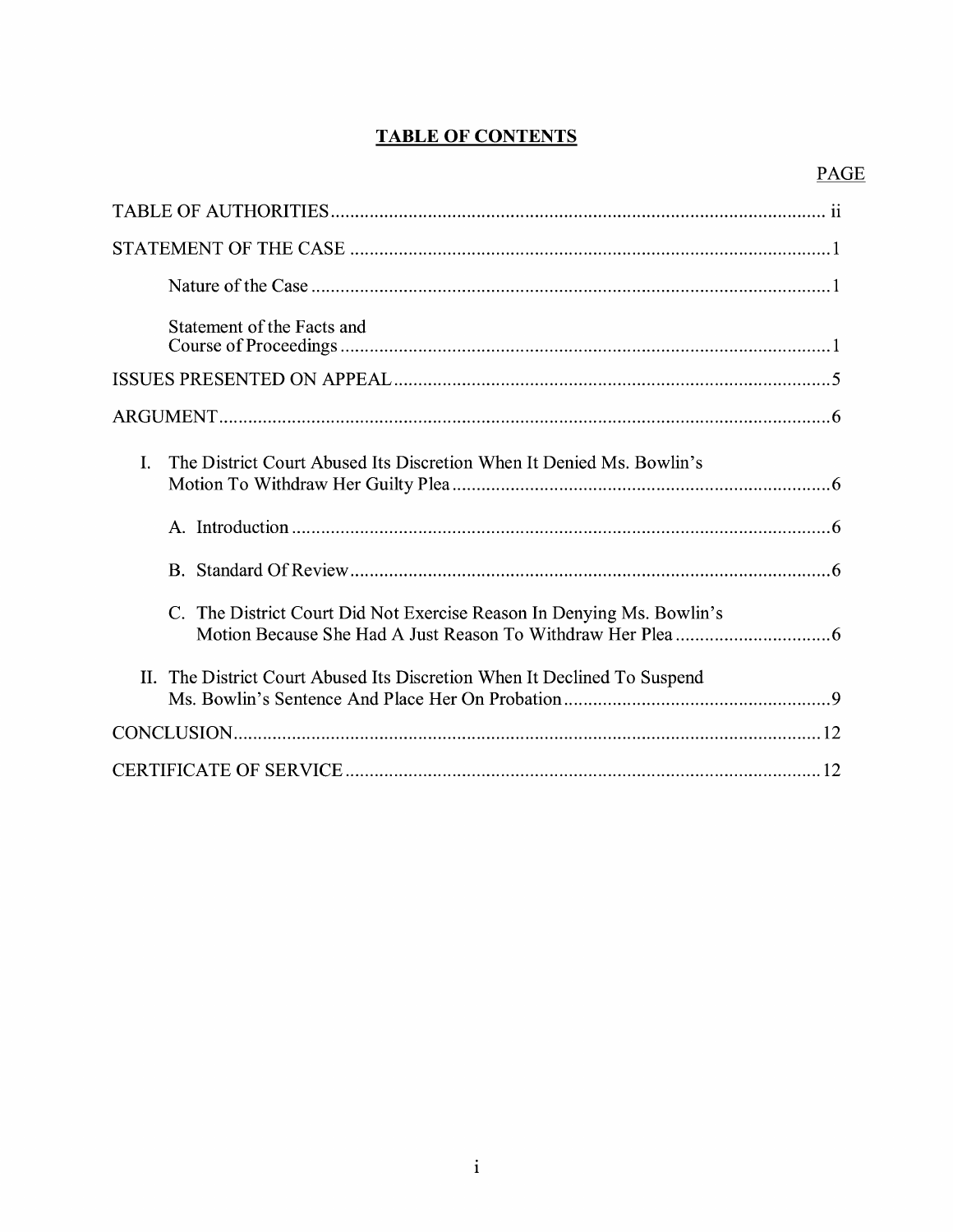# TABLE OF CONTENTS

| | PAGE |
|---|---|
| TABLE OF AUTHORITIES | ii |
| STATEMENT OF THE CASE | 1 |
| Nature of the Case | 1 |
| Statement of the Facts and Course of Proceedings | 1 |
| ISSUES PRESENTED ON APPEAL | 5 |
| ARGUMENT | 6 |
| I. The District Court Abused Its Discretion When It Denied Ms. Bowlin's Motion To Withdraw Her Guilty Plea | 6 |
| A. Introduction | 6 |
| B. Standard Of Review | 6 |
| C. The District Court Did Not Exercise Reason In Denying Ms. Bowlin's Motion Because She Had A Just Reason To Withdraw Her Plea | 6 |
| II. The District Court Abused Its Discretion When It Declined To Suspend Ms. Bowlin's Sentence And Place Her On Probation | 9 |
| CONCLUSION | 12 |
| CERTIFICATE OF SERVICE | 12 |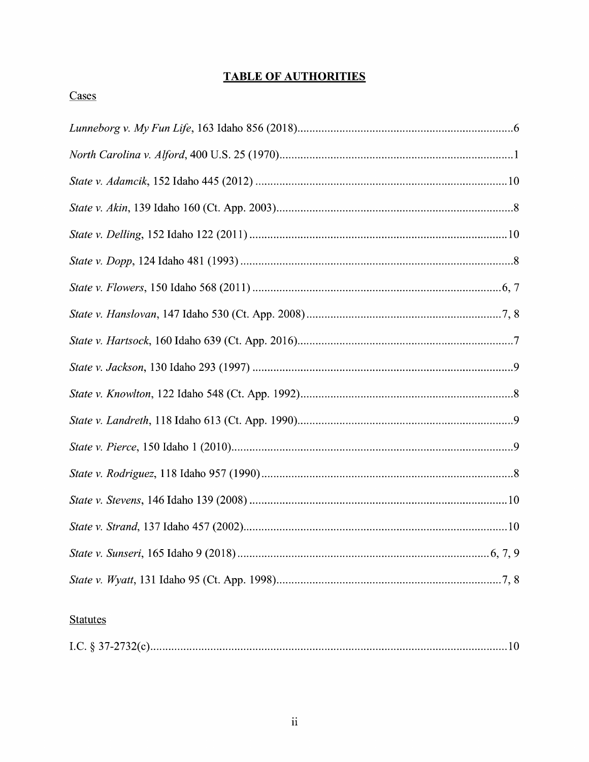## TABLE OF AUTHORITIES

Cases

*Lunneborg v. My Fun Life*, 163 Idaho 856 (2018)........................................................................6

*North Carolina v. Alford*, 400 U.S. 25 (1970)..............................................................................1

*State v. Adamcik*, 152 Idaho 445 (2012) ....................................................................................10

*State v. Akin*, 139 Idaho 160 (Ct. App. 2003)...............................................................................8

*State v. Delling*, 152 Idaho 122 (2011) ......................................................................................10

*State v. Dopp*, 124 Idaho 481 (1993) ...........................................................................................8

*State v. Flowers*, 150 Idaho 568 (2011) ....................................................................................6, 7

*State v. Hanslovan*, 147 Idaho 530 (Ct. App. 2008) .................................................................7, 8

*State v. Hartsock*, 160 Idaho 639 (Ct. App. 2016)........................................................................7

*State v. Jackson*, 130 Idaho 293 (1997) .......................................................................................9

*State v. Knowlton*, 122 Idaho 548 (Ct. App. 1992).......................................................................8

*State v. Landreth*, 118 Idaho 613 (Ct. App. 1990)........................................................................9

*State v. Pierce*, 150 Idaho 1 (2010)..............................................................................................9

*State v. Rodriguez*, 118 Idaho 957 (1990) ....................................................................................8

*State v. Stevens*, 146 Idaho 139 (2008) ......................................................................................10

*State v. Strand*, 137 Idaho 457 (2002)........................................................................................10

*State v. Sunseri*, 165 Idaho 9 (2018) ....................................................................................6, 7, 9

*State v. Wyatt*, 131 Idaho 95 (Ct. App. 1998)...........................................................................7, 8

Statutes

I.C. § 37-2732(c).......................................................................................................................10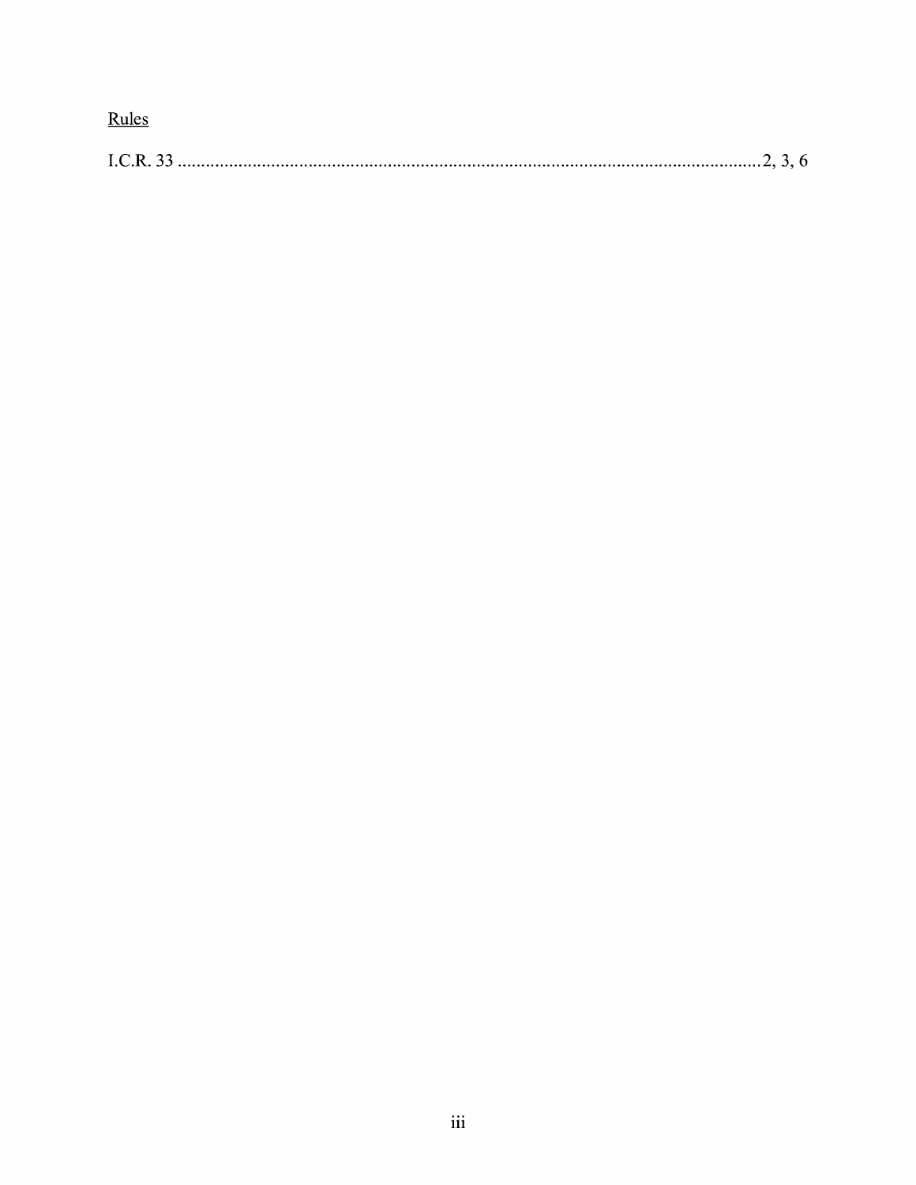Rules

I.C.R. 33 .......................................................................................................................2, 3, 6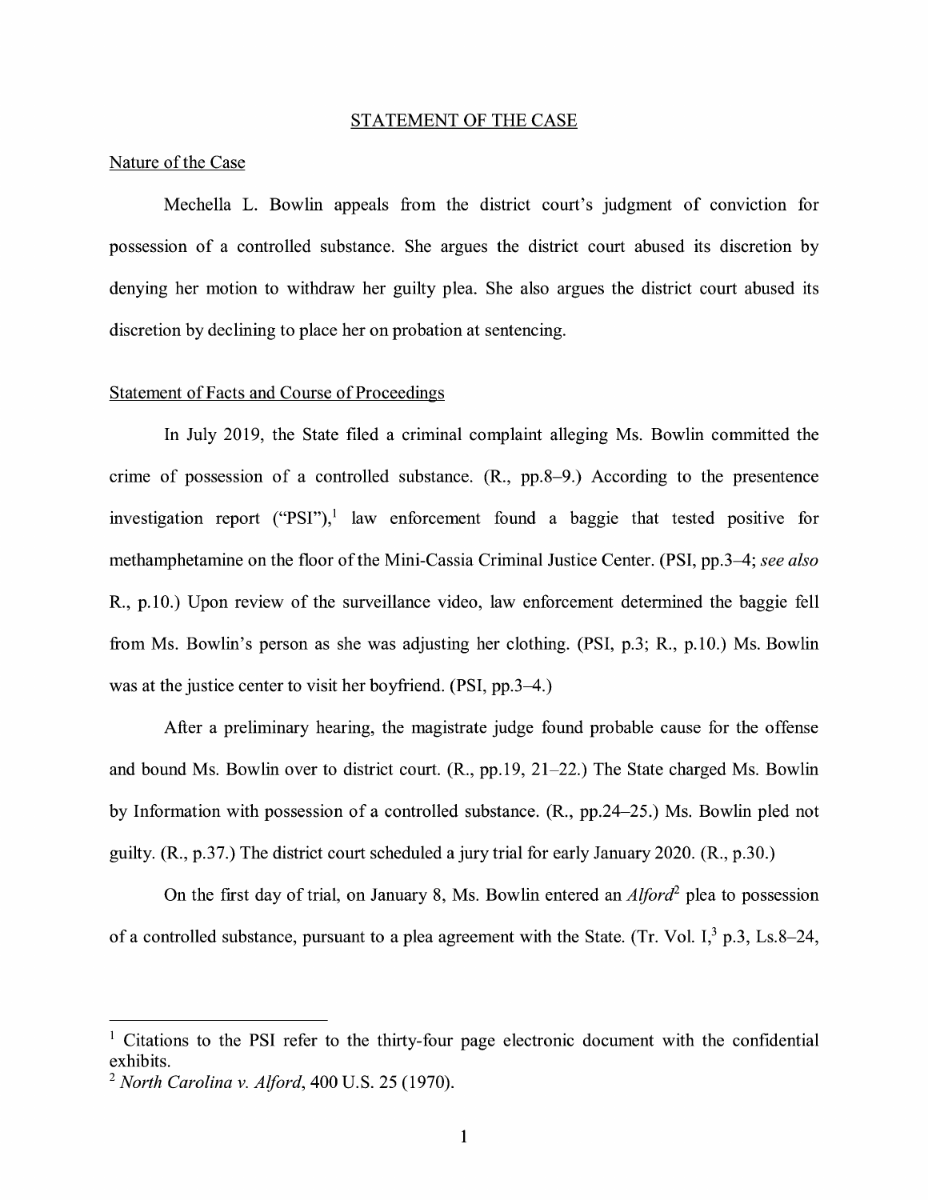# STATEMENT OF THE CASE

## Nature of the Case

Mechella L. Bowlin appeals from the district court's judgment of conviction for possession of a controlled substance. She argues the district court abused its discretion by denying her motion to withdraw her guilty plea. She also argues the district court abused its discretion by declining to place her on probation at sentencing.

## Statement of Facts and Course of Proceedings

In July 2019, the State filed a criminal complaint alleging Ms. Bowlin committed the crime of possession of a controlled substance. (R., pp.8–9.) According to the presentence investigation report ("PSI"),[1] law enforcement found a baggie that tested positive for methamphetamine on the floor of the Mini-Cassia Criminal Justice Center. (PSI, pp.3–4; *see also* R., p.10.) Upon review of the surveillance video, law enforcement determined the baggie fell from Ms. Bowlin's person as she was adjusting her clothing. (PSI, p.3; R., p.10.) Ms. Bowlin was at the justice center to visit her boyfriend. (PSI, pp.3–4.)

After a preliminary hearing, the magistrate judge found probable cause for the offense and bound Ms. Bowlin over to district court. (R., pp.19, 21–22.) The State charged Ms. Bowlin by Information with possession of a controlled substance. (R., pp.24–25.) Ms. Bowlin pled not guilty. (R., p.37.) The district court scheduled a jury trial for early January 2020. (R., p.30.)

On the first day of trial, on January 8, Ms. Bowlin entered an *Alford*[2] plea to possession of a controlled substance, pursuant to a plea agreement with the State. (Tr. Vol. I,[3] p.3, Ls.8–24,

---

[1] Citations to the PSI refer to the thirty-four page electronic document with the confidential exhibits.

[2] *North Carolina v. Alford*, 400 U.S. 25 (1970).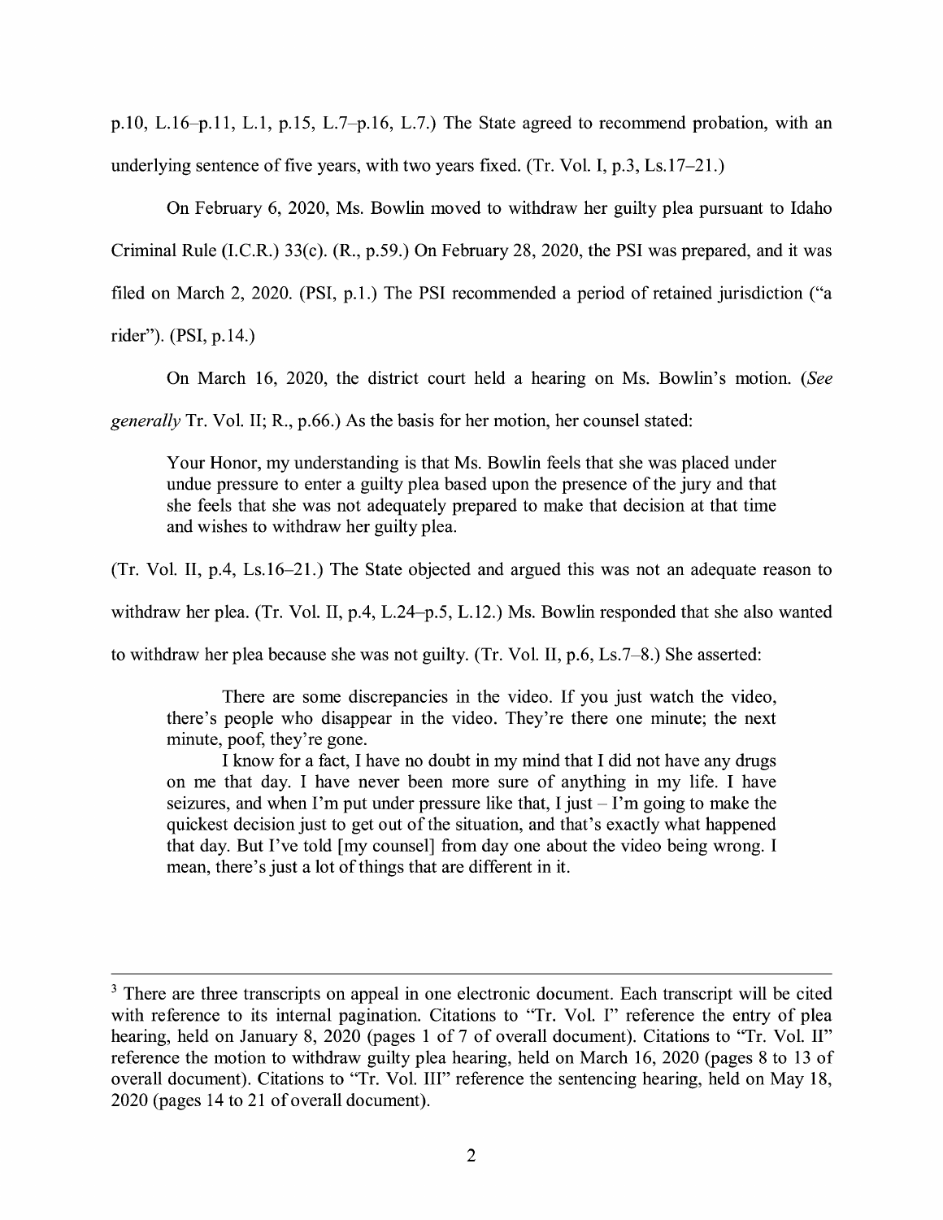p.10, L.16–p.11, L.1, p.15, L.7–p.16, L.7.) The State agreed to recommend probation, with an underlying sentence of five years, with two years fixed. (Tr. Vol. I, p.3, Ls.17–21.)

On February 6, 2020, Ms. Bowlin moved to withdraw her guilty plea pursuant to Idaho Criminal Rule (I.C.R.) 33(c). (R., p.59.) On February 28, 2020, the PSI was prepared, and it was filed on March 2, 2020. (PSI, p.1.) The PSI recommended a period of retained jurisdiction ("a rider"). (PSI, p.14.)

On March 16, 2020, the district court held a hearing on Ms. Bowlin's motion. (*See generally* Tr. Vol. II; R., p.66.) As the basis for her motion, her counsel stated:

> Your Honor, my understanding is that Ms. Bowlin feels that she was placed under undue pressure to enter a guilty plea based upon the presence of the jury and that she feels that she was not adequately prepared to make that decision at that time and wishes to withdraw her guilty plea.

(Tr. Vol. II, p.4, Ls.16–21.) The State objected and argued this was not an adequate reason to withdraw her plea. (Tr. Vol. II, p.4, L.24–p.5, L.12.) Ms. Bowlin responded that she also wanted to withdraw her plea because she was not guilty. (Tr. Vol. II, p.6, Ls.7–8.) She asserted:

> There are some discrepancies in the video. If you just watch the video, there's people who disappear in the video. They're there one minute; the next minute, poof, they're gone.
>
> I know for a fact, I have no doubt in my mind that I did not have any drugs on me that day. I have never been more sure of anything in my life. I have seizures, and when I'm put under pressure like that, I just – I'm going to make the quickest decision just to get out of the situation, and that's exactly what happened that day. But I've told [my counsel] from day one about the video being wrong. I mean, there's just a lot of things that are different in it.

---

[3] There are three transcripts on appeal in one electronic document. Each transcript will be cited with reference to its internal pagination. Citations to "Tr. Vol. I" reference the entry of plea hearing, held on January 8, 2020 (pages 1 of 7 of overall document). Citations to "Tr. Vol. II" reference the motion to withdraw guilty plea hearing, held on March 16, 2020 (pages 8 to 13 of overall document). Citations to "Tr. Vol. III" reference the sentencing hearing, held on May 18, 2020 (pages 14 to 21 of overall document).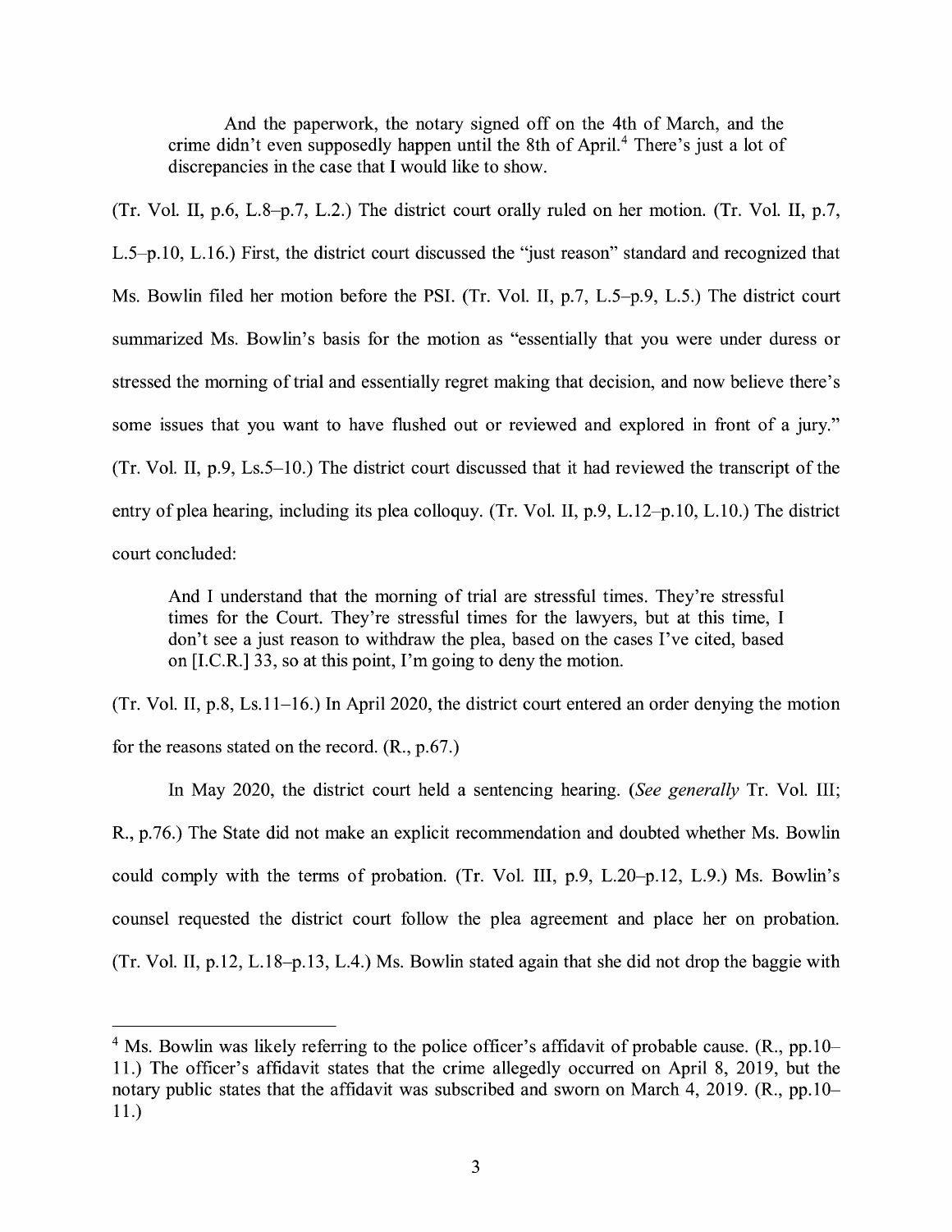> And the paperwork, the notary signed off on the 4th of March, and the crime didn't even supposedly happen until the 8th of April.[4] There's just a lot of discrepancies in the case that I would like to show.

(Tr. Vol. II, p.6, L.8–p.7, L.2.) The district court orally ruled on her motion. (Tr. Vol. II, p.7, L.5–p.10, L.16.) First, the district court discussed the "just reason" standard and recognized that Ms. Bowlin filed her motion before the PSI. (Tr. Vol. II, p.7, L.5–p.9, L.5.) The district court summarized Ms. Bowlin's basis for the motion as "essentially that you were under duress or stressed the morning of trial and essentially regret making that decision, and now believe there's some issues that you want to have flushed out or reviewed and explored in front of a jury." (Tr. Vol. II, p.9, Ls.5–10.) The district court discussed that it had reviewed the transcript of the entry of plea hearing, including its plea colloquy. (Tr. Vol. II, p.9, L.12–p.10, L.10.) The district court concluded:

> And I understand that the morning of trial are stressful times. They're stressful times for the Court. They're stressful times for the lawyers, but at this time, I don't see a just reason to withdraw the plea, based on the cases I've cited, based on [I.C.R.] 33, so at this point, I'm going to deny the motion.

(Tr. Vol. II, p.8, Ls.11–16.) In April 2020, the district court entered an order denying the motion for the reasons stated on the record. (R., p.67.)

In May 2020, the district court held a sentencing hearing. (*See generally* Tr. Vol. III; R., p.76.) The State did not make an explicit recommendation and doubted whether Ms. Bowlin could comply with the terms of probation. (Tr. Vol. III, p.9, L.20–p.12, L.9.) Ms. Bowlin's counsel requested the district court follow the plea agreement and place her on probation. (Tr. Vol. II, p.12, L.18–p.13, L.4.) Ms. Bowlin stated again that she did not drop the baggie with

---

[4] Ms. Bowlin was likely referring to the police officer's affidavit of probable cause. (R., pp.10–11.) The officer's affidavit states that the crime allegedly occurred on April 8, 2019, but the notary public states that the affidavit was subscribed and sworn on March 4, 2019. (R., pp.10–11.)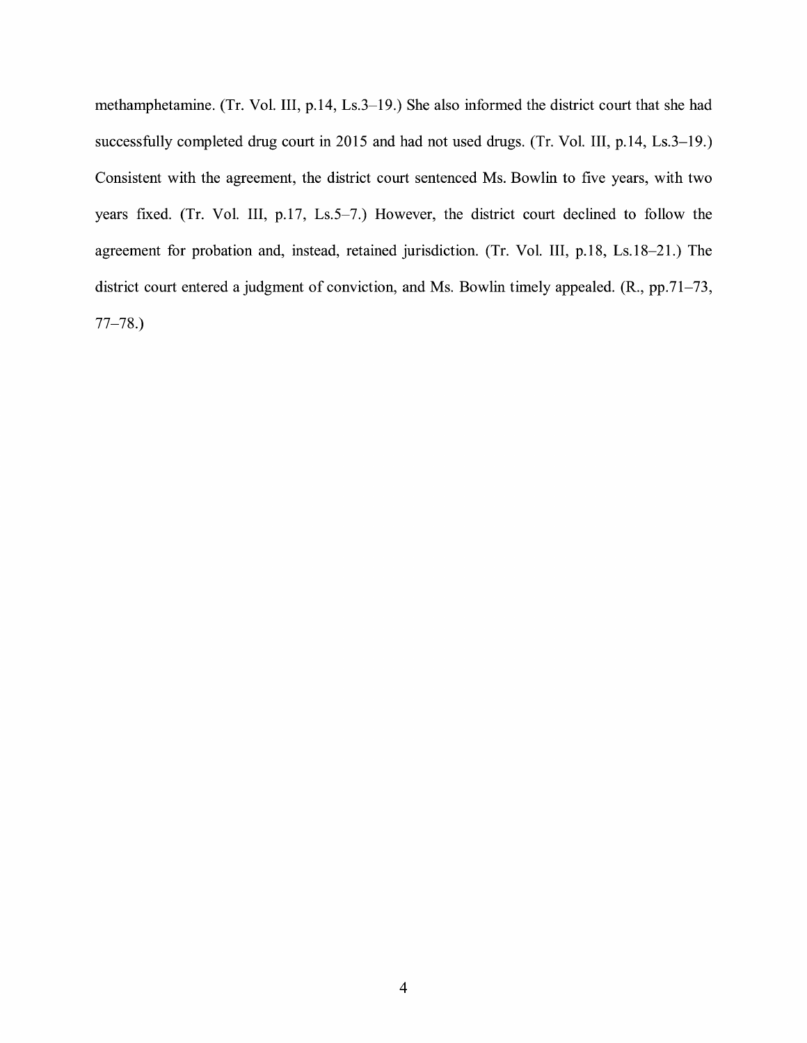methamphetamine. (Tr. Vol. III, p.14, Ls.3–19.) She also informed the district court that she had successfully completed drug court in 2015 and had not used drugs. (Tr. Vol. III, p.14, Ls.3–19.) Consistent with the agreement, the district court sentenced Ms. Bowlin to five years, with two years fixed. (Tr. Vol. III, p.17, Ls.5–7.) However, the district court declined to follow the agreement for probation and, instead, retained jurisdiction. (Tr. Vol. III, p.18, Ls.18–21.) The district court entered a judgment of conviction, and Ms. Bowlin timely appealed. (R., pp.71–73, 77–78.)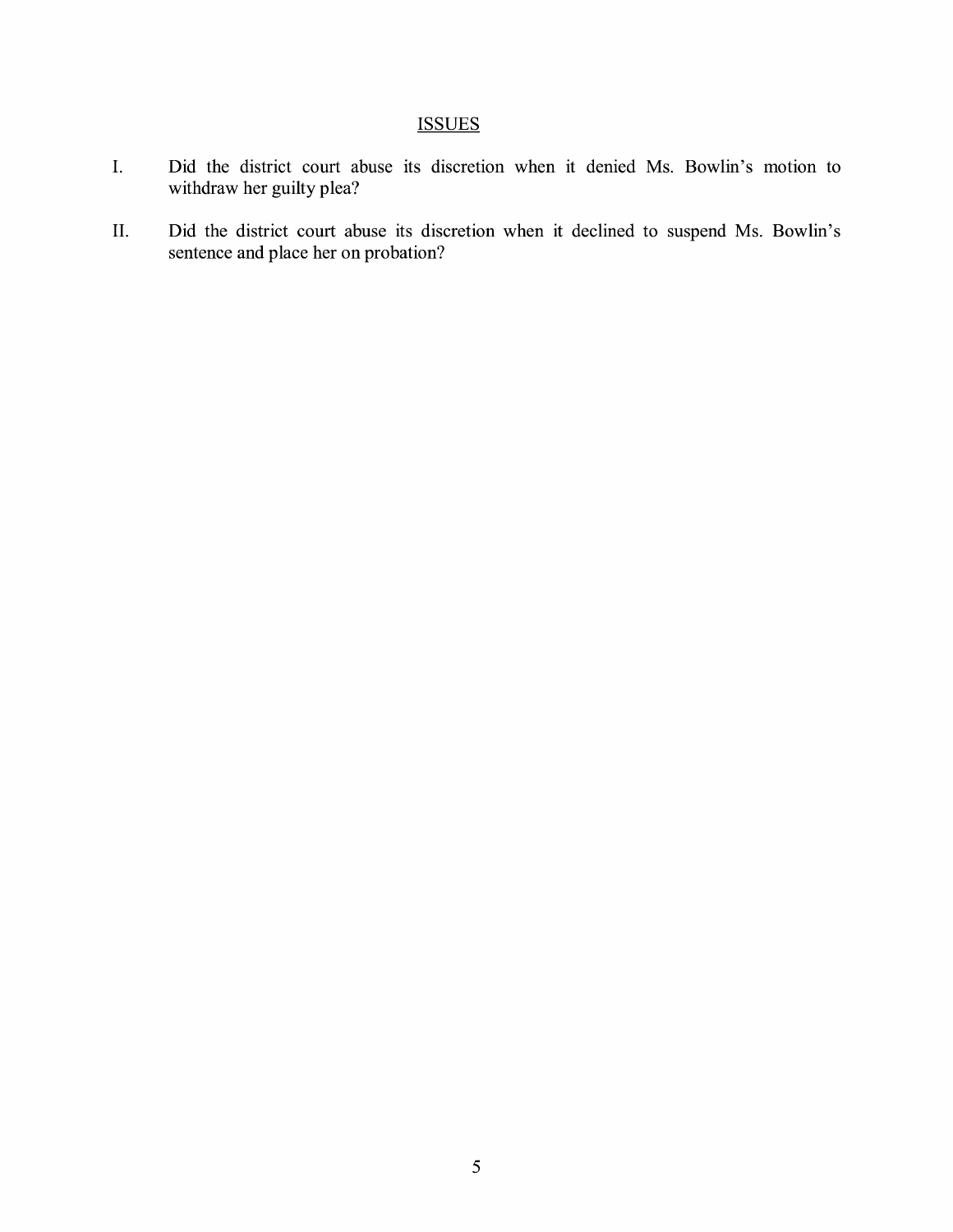## ISSUES

I. Did the district court abuse its discretion when it denied Ms. Bowlin's motion to withdraw her guilty plea?

II. Did the district court abuse its discretion when it declined to suspend Ms. Bowlin's sentence and place her on probation?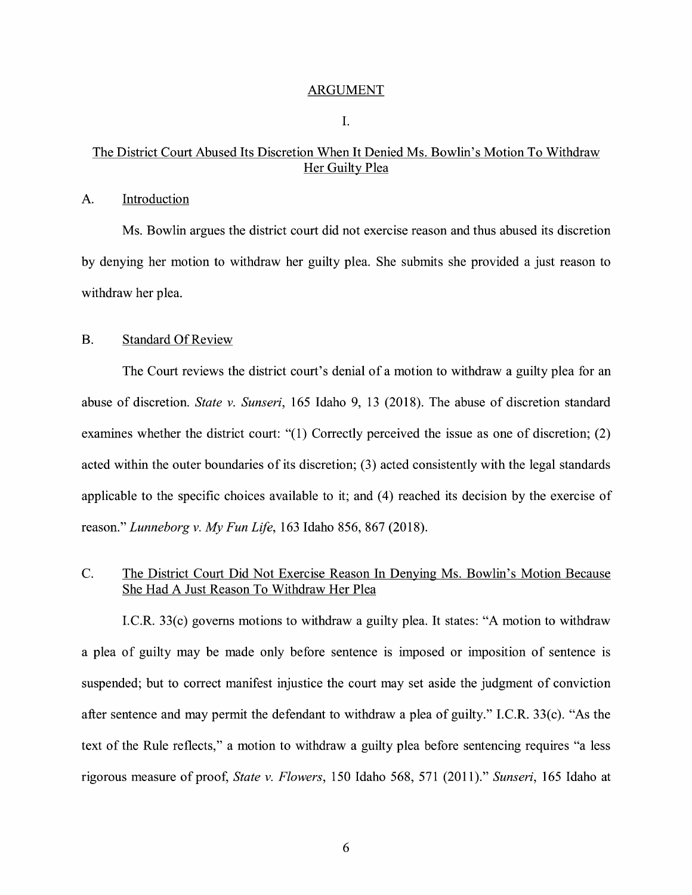## ARGUMENT

### I.

### The District Court Abused Its Discretion When It Denied Ms. Bowlin's Motion To Withdraw Her Guilty Plea

#### A. Introduction

Ms. Bowlin argues the district court did not exercise reason and thus abused its discretion by denying her motion to withdraw her guilty plea. She submits she provided a just reason to withdraw her plea.

#### B. Standard Of Review

The Court reviews the district court's denial of a motion to withdraw a guilty plea for an abuse of discretion. *State v. Sunseri*, 165 Idaho 9, 13 (2018). The abuse of discretion standard examines whether the district court: "(1) Correctly perceived the issue as one of discretion; (2) acted within the outer boundaries of its discretion; (3) acted consistently with the legal standards applicable to the specific choices available to it; and (4) reached its decision by the exercise of reason." *Lunneborg v. My Fun Life*, 163 Idaho 856, 867 (2018).

#### C. The District Court Did Not Exercise Reason In Denying Ms. Bowlin's Motion Because She Had A Just Reason To Withdraw Her Plea

I.C.R. 33(c) governs motions to withdraw a guilty plea. It states: "A motion to withdraw a plea of guilty may be made only before sentence is imposed or imposition of sentence is suspended; but to correct manifest injustice the court may set aside the judgment of conviction after sentence and may permit the defendant to withdraw a plea of guilty." I.C.R. 33(c). "As the text of the Rule reflects," a motion to withdraw a guilty plea before sentencing requires "a less rigorous measure of proof, *State v. Flowers*, 150 Idaho 568, 571 (2011)." *Sunseri*, 165 Idaho at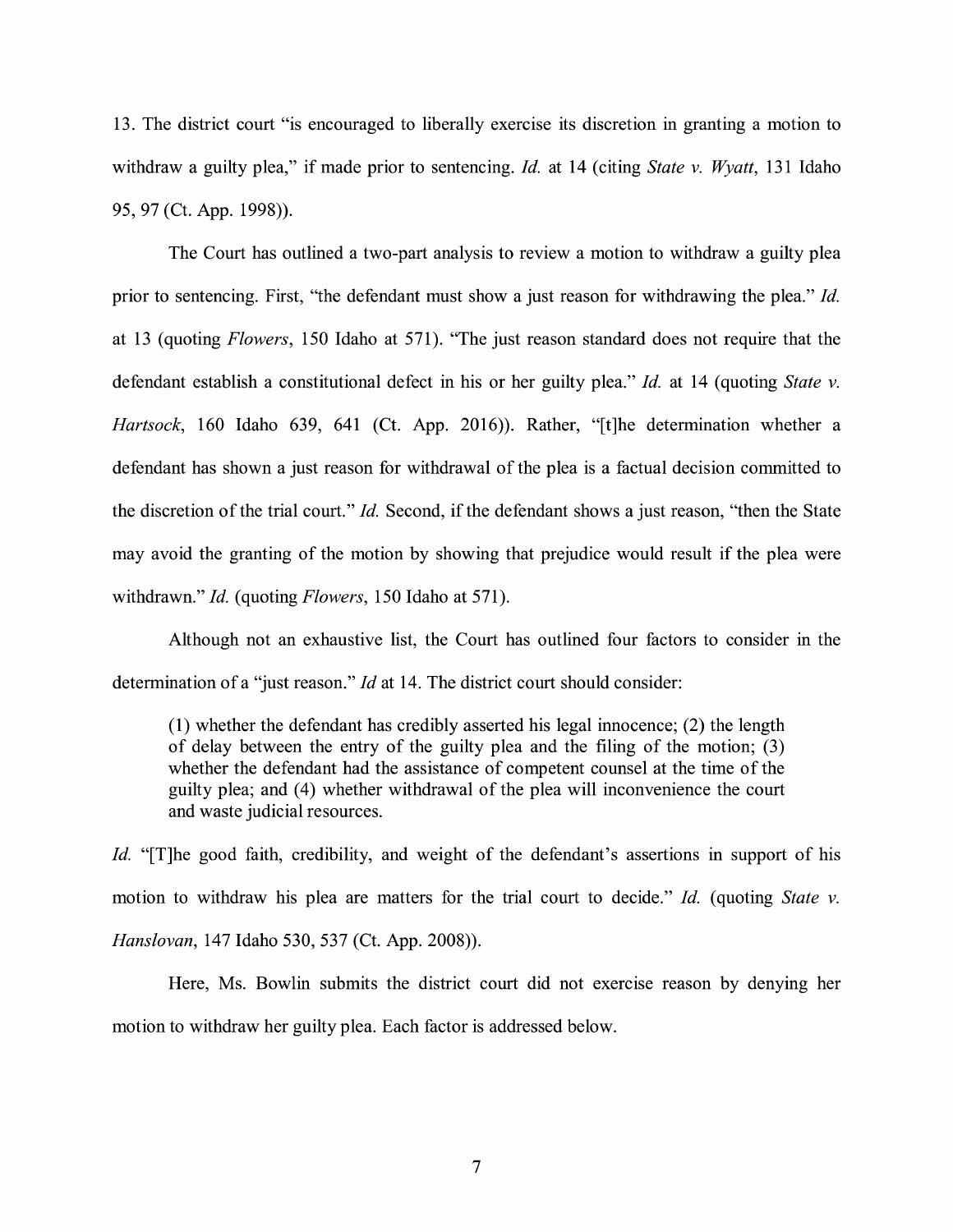13. The district court "is encouraged to liberally exercise its discretion in granting a motion to withdraw a guilty plea," if made prior to sentencing. *Id.* at 14 (citing *State v. Wyatt*, 131 Idaho 95, 97 (Ct. App. 1998)).

The Court has outlined a two-part analysis to review a motion to withdraw a guilty plea prior to sentencing. First, "the defendant must show a just reason for withdrawing the plea." *Id.* at 13 (quoting *Flowers*, 150 Idaho at 571). "The just reason standard does not require that the defendant establish a constitutional defect in his or her guilty plea." *Id.* at 14 (quoting *State v. Hartsock*, 160 Idaho 639, 641 (Ct. App. 2016)). Rather, "[t]he determination whether a defendant has shown a just reason for withdrawal of the plea is a factual decision committed to the discretion of the trial court." *Id.* Second, if the defendant shows a just reason, "then the State may avoid the granting of the motion by showing that prejudice would result if the plea were withdrawn." *Id.* (quoting *Flowers*, 150 Idaho at 571).

Although not an exhaustive list, the Court has outlined four factors to consider in the determination of a "just reason." *Id* at 14. The district court should consider:

> (1) whether the defendant has credibly asserted his legal innocence; (2) the length of delay between the entry of the guilty plea and the filing of the motion; (3) whether the defendant had the assistance of competent counsel at the time of the guilty plea; and (4) whether withdrawal of the plea will inconvenience the court and waste judicial resources.

*Id.* "[T]he good faith, credibility, and weight of the defendant's assertions in support of his motion to withdraw his plea are matters for the trial court to decide." *Id.* (quoting *State v. Hanslovan*, 147 Idaho 530, 537 (Ct. App. 2008)).

Here, Ms. Bowlin submits the district court did not exercise reason by denying her motion to withdraw her guilty plea. Each factor is addressed below.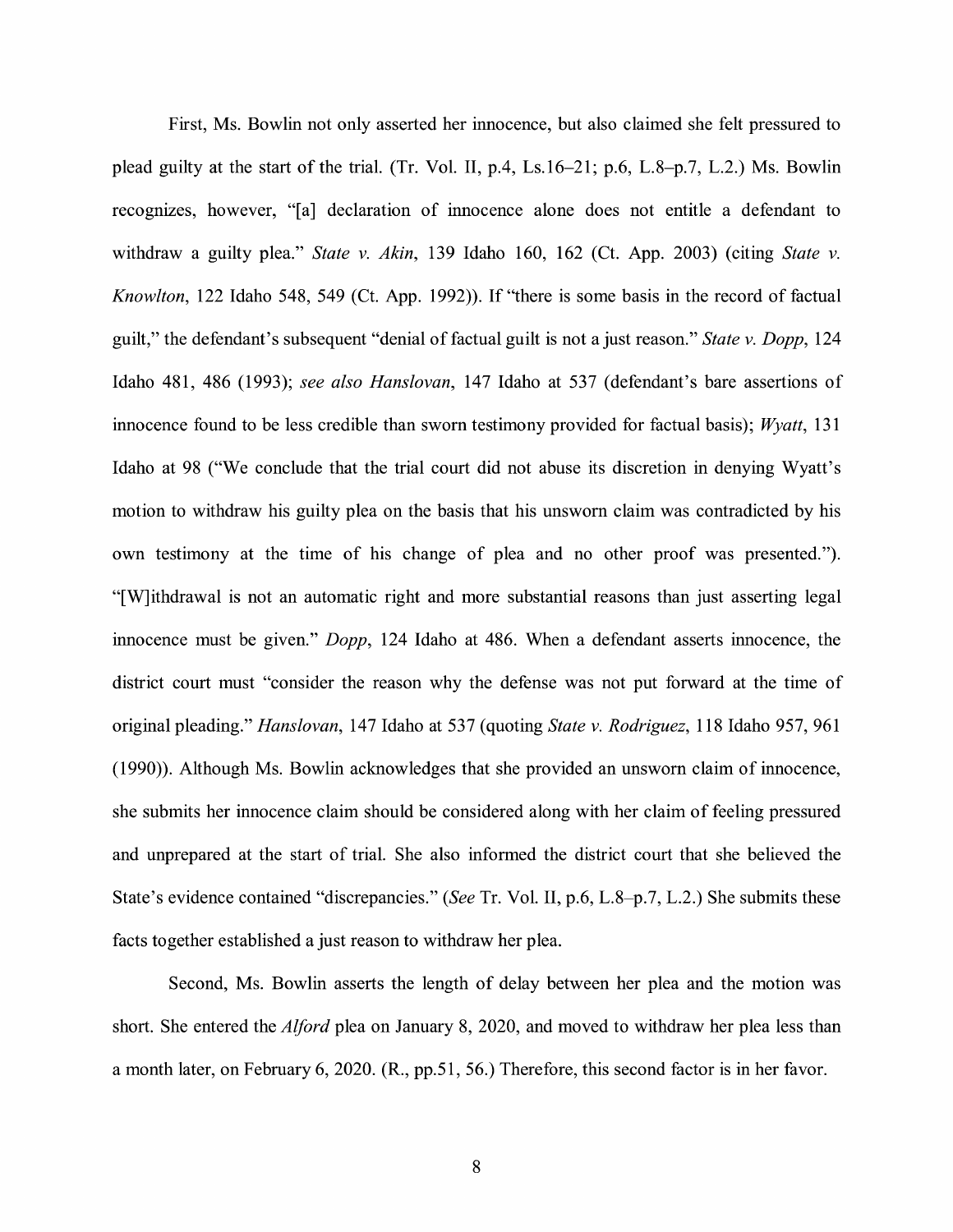First, Ms. Bowlin not only asserted her innocence, but also claimed she felt pressured to plead guilty at the start of the trial. (Tr. Vol. II, p.4, Ls.16–21; p.6, L.8–p.7, L.2.) Ms. Bowlin recognizes, however, "[a] declaration of innocence alone does not entitle a defendant to withdraw a guilty plea." *State v. Akin*, 139 Idaho 160, 162 (Ct. App. 2003) (citing *State v. Knowlton*, 122 Idaho 548, 549 (Ct. App. 1992)). If "there is some basis in the record of factual guilt," the defendant's subsequent "denial of factual guilt is not a just reason." *State v. Dopp*, 124 Idaho 481, 486 (1993); *see also Hanslovan*, 147 Idaho at 537 (defendant's bare assertions of innocence found to be less credible than sworn testimony provided for factual basis); *Wyatt*, 131 Idaho at 98 ("We conclude that the trial court did not abuse its discretion in denying Wyatt's motion to withdraw his guilty plea on the basis that his unsworn claim was contradicted by his own testimony at the time of his change of plea and no other proof was presented."). "[W]ithdrawal is not an automatic right and more substantial reasons than just asserting legal innocence must be given." *Dopp*, 124 Idaho at 486. When a defendant asserts innocence, the district court must "consider the reason why the defense was not put forward at the time of original pleading." *Hanslovan*, 147 Idaho at 537 (quoting *State v. Rodriguez*, 118 Idaho 957, 961 (1990)). Although Ms. Bowlin acknowledges that she provided an unsworn claim of innocence, she submits her innocence claim should be considered along with her claim of feeling pressured and unprepared at the start of trial. She also informed the district court that she believed the State's evidence contained "discrepancies." (*See* Tr. Vol. II, p.6, L.8–p.7, L.2.) She submits these facts together established a just reason to withdraw her plea.

Second, Ms. Bowlin asserts the length of delay between her plea and the motion was short. She entered the *Alford* plea on January 8, 2020, and moved to withdraw her plea less than a month later, on February 6, 2020. (R., pp.51, 56.) Therefore, this second factor is in her favor.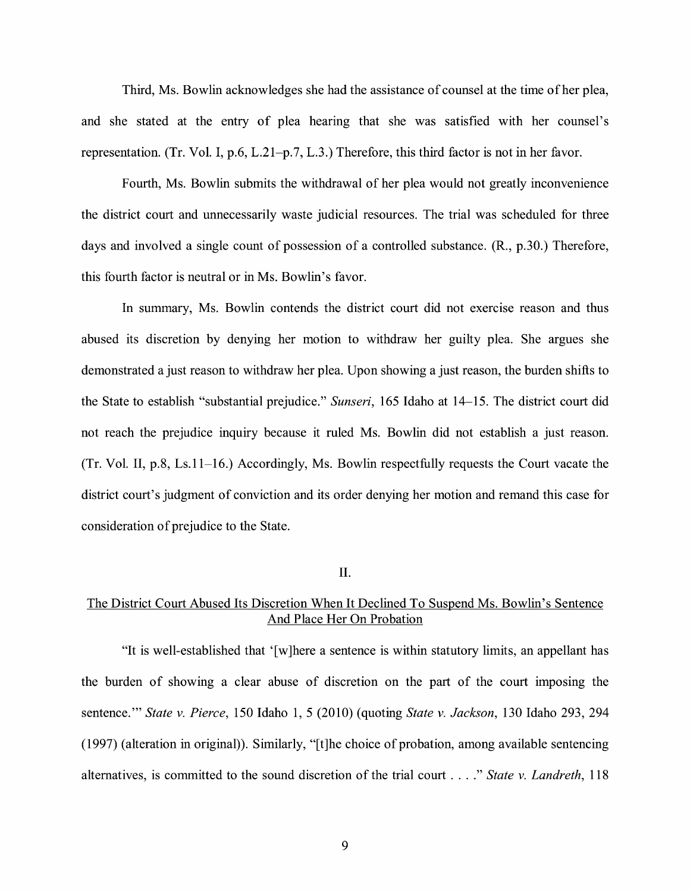Third, Ms. Bowlin acknowledges she had the assistance of counsel at the time of her plea, and she stated at the entry of plea hearing that she was satisfied with her counsel's representation. (Tr. Vol. I, p.6, L.21–p.7, L.3.) Therefore, this third factor is not in her favor.

Fourth, Ms. Bowlin submits the withdrawal of her plea would not greatly inconvenience the district court and unnecessarily waste judicial resources. The trial was scheduled for three days and involved a single count of possession of a controlled substance. (R., p.30.) Therefore, this fourth factor is neutral or in Ms. Bowlin's favor.

In summary, Ms. Bowlin contends the district court did not exercise reason and thus abused its discretion by denying her motion to withdraw her guilty plea. She argues she demonstrated a just reason to withdraw her plea. Upon showing a just reason, the burden shifts to the State to establish "substantial prejudice." *Sunseri*, 165 Idaho at 14–15. The district court did not reach the prejudice inquiry because it ruled Ms. Bowlin did not establish a just reason. (Tr. Vol. II, p.8, Ls.11–16.) Accordingly, Ms. Bowlin respectfully requests the Court vacate the district court's judgment of conviction and its order denying her motion and remand this case for consideration of prejudice to the State.

## II.

## The District Court Abused Its Discretion When It Declined To Suspend Ms. Bowlin's Sentence And Place Her On Probation

"It is well-established that '[w]here a sentence is within statutory limits, an appellant has the burden of showing a clear abuse of discretion on the part of the court imposing the sentence.'" *State v. Pierce*, 150 Idaho 1, 5 (2010) (quoting *State v. Jackson*, 130 Idaho 293, 294 (1997) (alteration in original)). Similarly, "[t]he choice of probation, among available sentencing alternatives, is committed to the sound discretion of the trial court . . . ." *State v. Landreth*, 118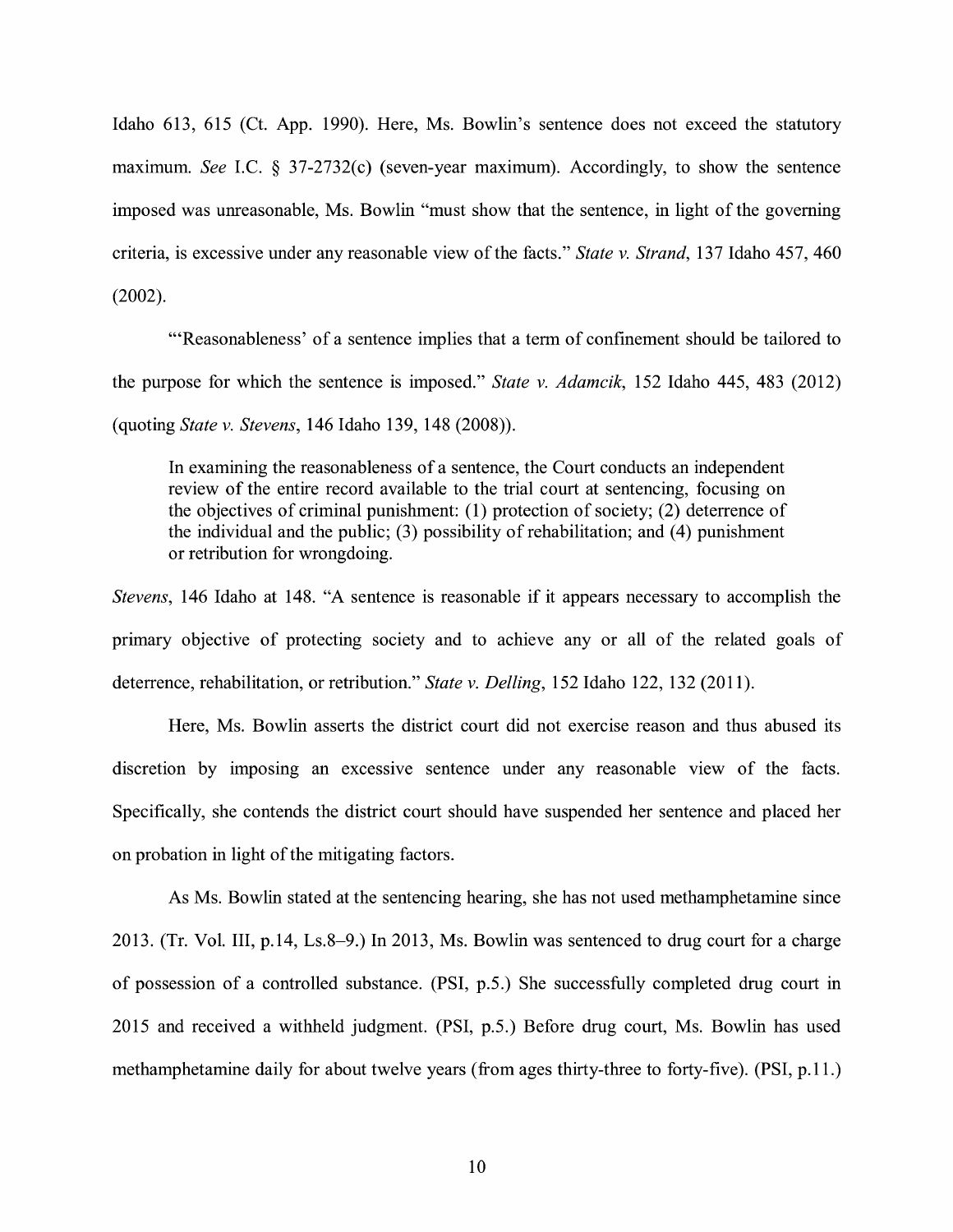Idaho 613, 615 (Ct. App. 1990). Here, Ms. Bowlin's sentence does not exceed the statutory maximum. *See* I.C. § 37-2732(c) (seven-year maximum). Accordingly, to show the sentence imposed was unreasonable, Ms. Bowlin "must show that the sentence, in light of the governing criteria, is excessive under any reasonable view of the facts." *State v. Strand*, 137 Idaho 457, 460 (2002).

"'Reasonableness' of a sentence implies that a term of confinement should be tailored to the purpose for which the sentence is imposed." *State v. Adamcik*, 152 Idaho 445, 483 (2012) (quoting *State v. Stevens*, 146 Idaho 139, 148 (2008)).

> In examining the reasonableness of a sentence, the Court conducts an independent review of the entire record available to the trial court at sentencing, focusing on the objectives of criminal punishment: (1) protection of society; (2) deterrence of the individual and the public; (3) possibility of rehabilitation; and (4) punishment or retribution for wrongdoing.

*Stevens*, 146 Idaho at 148. "A sentence is reasonable if it appears necessary to accomplish the primary objective of protecting society and to achieve any or all of the related goals of deterrence, rehabilitation, or retribution." *State v. Delling*, 152 Idaho 122, 132 (2011).

Here, Ms. Bowlin asserts the district court did not exercise reason and thus abused its discretion by imposing an excessive sentence under any reasonable view of the facts. Specifically, she contends the district court should have suspended her sentence and placed her on probation in light of the mitigating factors.

As Ms. Bowlin stated at the sentencing hearing, she has not used methamphetamine since 2013. (Tr. Vol. III, p.14, Ls.8–9.) In 2013, Ms. Bowlin was sentenced to drug court for a charge of possession of a controlled substance. (PSI, p.5.) She successfully completed drug court in 2015 and received a withheld judgment. (PSI, p.5.) Before drug court, Ms. Bowlin has used methamphetamine daily for about twelve years (from ages thirty-three to forty-five). (PSI, p.11.)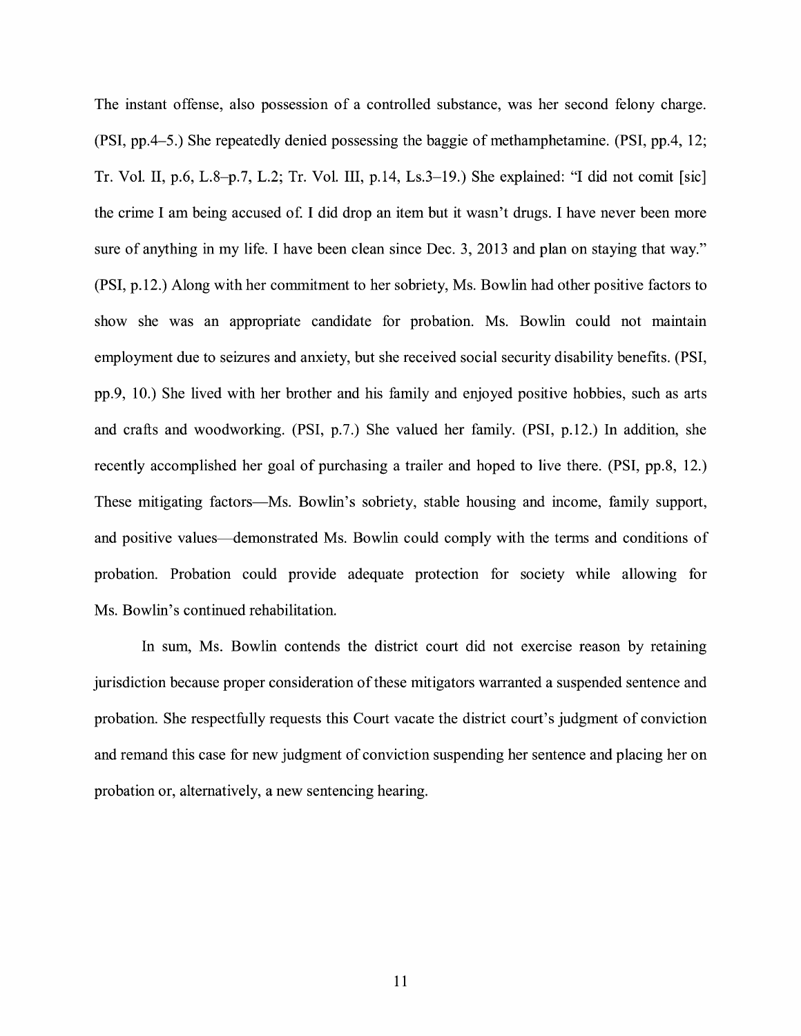The instant offense, also possession of a controlled substance, was her second felony charge. (PSI, pp.4–5.) She repeatedly denied possessing the baggie of methamphetamine. (PSI, pp.4, 12; Tr. Vol. II, p.6, L.8–p.7, L.2; Tr. Vol. III, p.14, Ls.3–19.) She explained: "I did not comit [sic] the crime I am being accused of. I did drop an item but it wasn't drugs. I have never been more sure of anything in my life. I have been clean since Dec. 3, 2013 and plan on staying that way." (PSI, p.12.) Along with her commitment to her sobriety, Ms. Bowlin had other positive factors to show she was an appropriate candidate for probation. Ms. Bowlin could not maintain employment due to seizures and anxiety, but she received social security disability benefits. (PSI, pp.9, 10.) She lived with her brother and his family and enjoyed positive hobbies, such as arts and crafts and woodworking. (PSI, p.7.) She valued her family. (PSI, p.12.) In addition, she recently accomplished her goal of purchasing a trailer and hoped to live there. (PSI, pp.8, 12.) These mitigating factors—Ms. Bowlin's sobriety, stable housing and income, family support, and positive values—demonstrated Ms. Bowlin could comply with the terms and conditions of probation. Probation could provide adequate protection for society while allowing for Ms. Bowlin's continued rehabilitation.

In sum, Ms. Bowlin contends the district court did not exercise reason by retaining jurisdiction because proper consideration of these mitigators warranted a suspended sentence and probation. She respectfully requests this Court vacate the district court's judgment of conviction and remand this case for new judgment of conviction suspending her sentence and placing her on probation or, alternatively, a new sentencing hearing.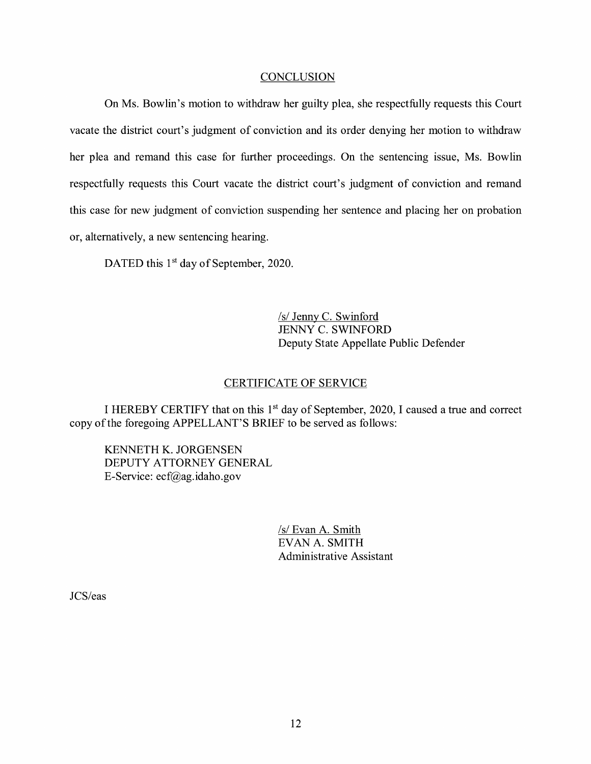## CONCLUSION

On Ms. Bowlin's motion to withdraw her guilty plea, she respectfully requests this Court vacate the district court's judgment of conviction and its order denying her motion to withdraw her plea and remand this case for further proceedings. On the sentencing issue, Ms. Bowlin respectfully requests this Court vacate the district court's judgment of conviction and remand this case for new judgment of conviction suspending her sentence and placing her on probation or, alternatively, a new sentencing hearing.

DATED this 1st day of September, 2020.

/s/ Jenny C. Swinford
JENNY C. SWINFORD
Deputy State Appellate Public Defender

## CERTIFICATE OF SERVICE

I HEREBY CERTIFY that on this 1st day of September, 2020, I caused a true and correct copy of the foregoing APPELLANT'S BRIEF to be served as follows:

KENNETH K. JORGENSEN
DEPUTY ATTORNEY GENERAL
E-Service: ecf@ag.idaho.gov

/s/ Evan A. Smith
EVAN A. SMITH
Administrative Assistant

JCS/eas